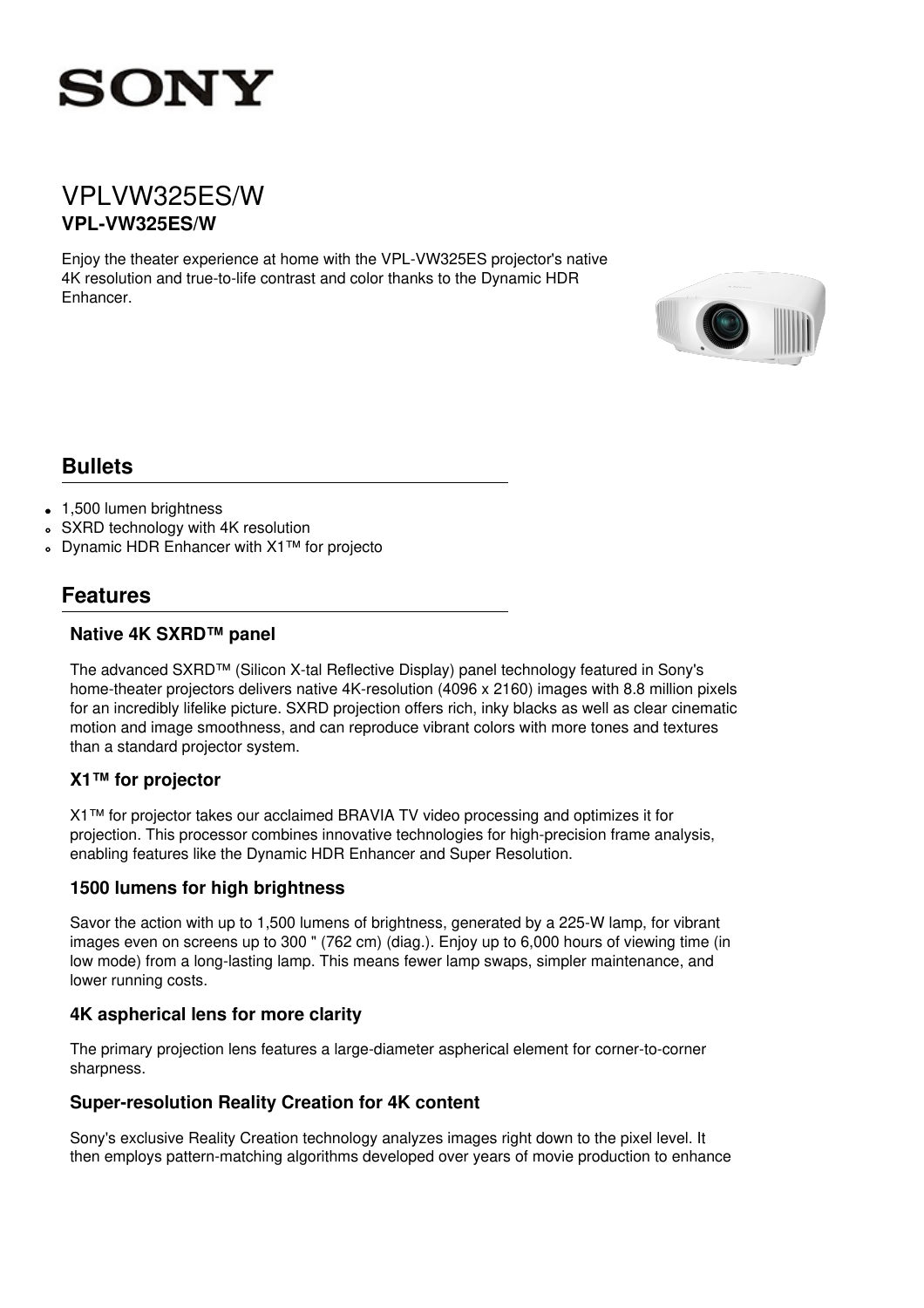SONY

# VPLVW325ES/W

**VPL-VW325ES/W**

Enjoy the theater experience at home with the VPL-VW325ES projector's native 4K resolution and true-to-life contrast and color thanks to the Dynamic HDR Enhancer.

## Bullets

- 1,500 lumen brightness
- SXRD technology with 4K resolution
- Dynamic HDR Enhancer with X1™ for projecto

## Features

### Native 4K SXRD™ panel

The advanced SXRD™ (Silicon X-tal Reflective Display) panel technology featured in Sony's home-theater projectors delivers native 4K-resolution (4096 x 2160) images with 8.8 million pixels for an incredibly lifelike picture. SXRD projection offers rich, inky blacks as well as clear cinematic motion and image smoothness, and can reproduce vibrant colors with more tones and textures than a standard projector system.

### X1™ for projector

X1™ for projector takes our acclaimed BRAVIA TV video processing and optimizes it for projection. This processor combines innovative technologies for high-precision frame analysis, enabling features like the Dynamic HDR Enhancer and Super Resolution.

### 1500 lumens for high brightness

Savor the action with up to 1,500 lumens of brightness, generated by a 225-W lamp, for vibrant images even on screens up to 300 " (762 cm) (diag.). Enjoy up to 6,000 hours of viewing time (in low mode) from a long-lasting lamp. This means fewer lamp swaps, simpler maintenance, and lower running costs.

### 4K aspherical lens for more clarity

The primary projection lens features a large-diameter aspherical element for corner-to-corner sharpness.

### Super-resolution Reality Creation for 4K content

Sony's exclusive Reality Creation technology analyzes images right down to the pixel level. It then employs pattern-matching algorithms developed over years of movie production to enhance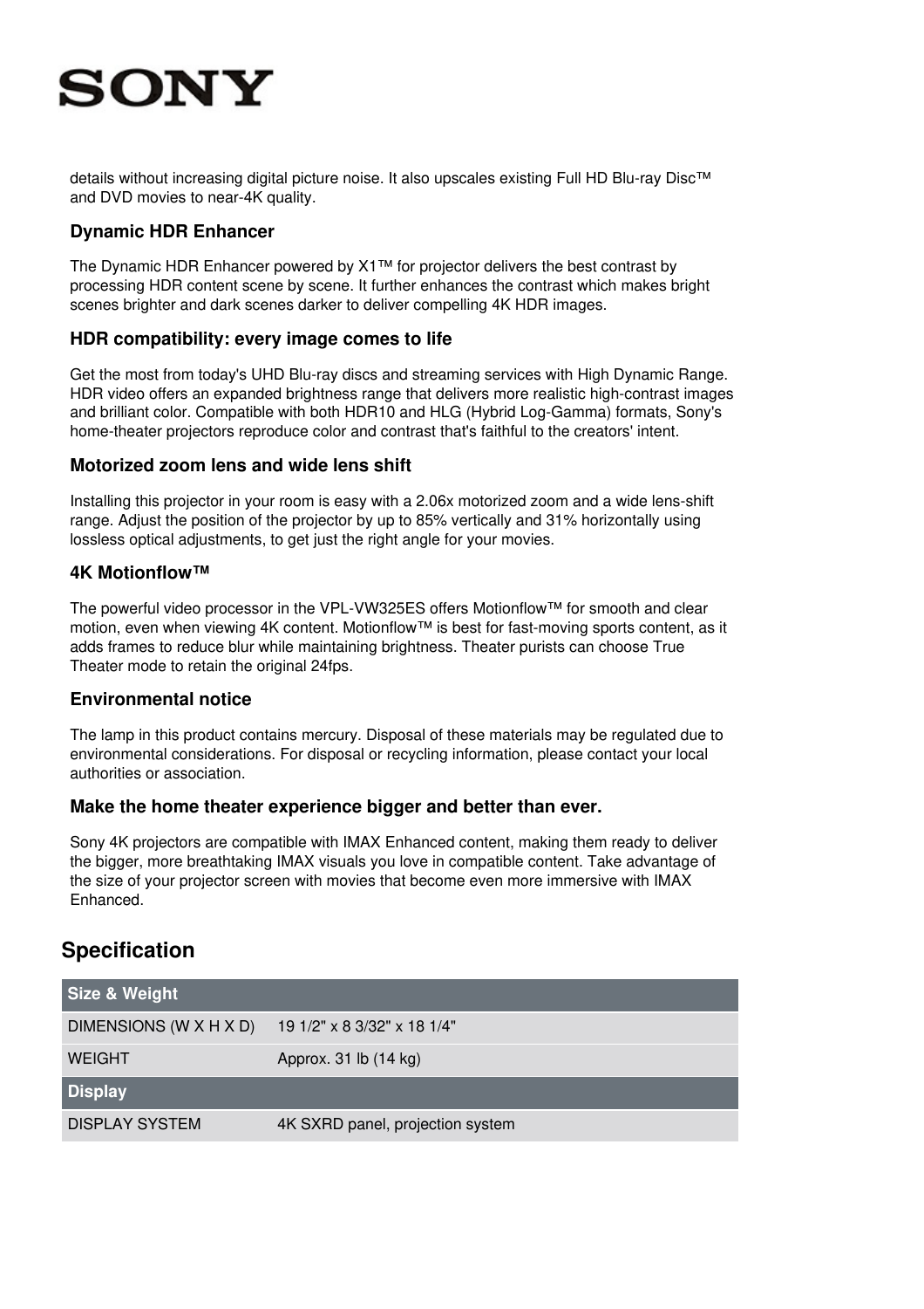details without increasing digital picture noise. It also upscales existing Full HD Blu-ray Disc™ and DVD movies to near-4K quality.

### Dynamic HDR Enhancer

The Dynamic HDR Enhancer powered by X1™ for projector delivers the best contrast by processing HDR content scene by scene. It further enhances the contrast which makes bright scenes brighter and dark scenes darker to deliver compelling 4K HDR images.

### HDR compatibility: every image comes to life

Get the most from today's UHD Blu-ray discs and streaming services with High Dynamic Range. HDR video offers an expanded brightness range that delivers more realistic high-contrast images and brilliant color. Compatible with both HDR10 and HLG (Hybrid Log-Gamma) formats, Sony's home-theater projectors reproduce color and contrast that's faithful to the creators' intent.

### Motorized zoom lens and wide lens shift

Installing this projector in your room is easy with a 2.06x motorized zoom and a wide lens-shift range. Adjust the position of the projector by up to 85% vertically and 31% horizontally using lossless optical adjustments, to get just the right angle for your movies.

### 4K Motionflow™

The powerful video processor in the VPL-VW325ES offers Motionflow™ for smooth and clear motion, even when viewing 4K content. Motionflow™ is best for fast-moving sports content, as it adds frames to reduce blur while maintaining brightness. Theater purists can choose True Theater mode to retain the original 24fps.

### Environmental notice

The lamp in this product contains mercury. Disposal of these materials may be regulated due to environmental considerations. For disposal or recycling information, please contact your local authorities or association.

### Make the home theater experience bigger and better than ever.

Sony 4K projectors are compatible with IMAX Enhanced content, making them ready to deliver the bigger, more breathtaking IMAX visuals you love in compatible content. Take advantage of the size of your projector screen with movies that become even more immersive with IMAX Enhanced.

## Specification

| Size & Weight | |
|---|---|
| DIMENSIONS (W X H X D) | 19 1/2" x 8 3/32" x 18 1/4" |
| WEIGHT | Approx. 31 lb (14 kg) |
| **Display** | |
| DISPLAY SYSTEM | 4K SXRD panel, projection system |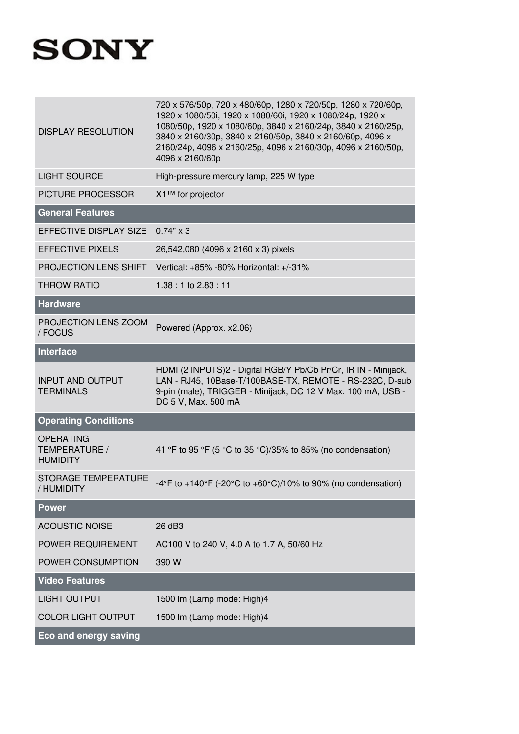| | |
|---|---|
| DISPLAY RESOLUTION | 720 x 576/50p, 720 x 480/60p, 1280 x 720/50p, 1280 x 720/60p, 1920 x 1080/50i, 1920 x 1080/60i, 1920 x 1080/24p, 1920 x 1080/50p, 1920 x 1080/60p, 3840 x 2160/24p, 3840 x 2160/25p, 3840 x 2160/30p, 3840 x 2160/50p, 3840 x 2160/60p, 4096 x 2160/24p, 4096 x 2160/25p, 4096 x 2160/30p, 4096 x 2160/50p, 4096 x 2160/60p |
| LIGHT SOURCE | High-pressure mercury lamp, 225 W type |
| PICTURE PROCESSOR | X1™ for projector |
| **General Features** | |
| EFFECTIVE DISPLAY SIZE | 0.74" x 3 |
| EFFECTIVE PIXELS | 26,542,080 (4096 x 2160 x 3) pixels |
| PROJECTION LENS SHIFT | Vertical: +85% -80% Horizontal: +/-31% |
| THROW RATIO | 1.38 : 1 to 2.83 : 11 |
| **Hardware** | |
| PROJECTION LENS ZOOM / FOCUS | Powered (Approx. x2.06) |
| **Interface** | |
| INPUT AND OUTPUT TERMINALS | HDMI (2 INPUTS)2 - Digital RGB/Y Pb/Cb Pr/Cr, IR IN - Minijack, LAN - RJ45, 10Base-T/100BASE-TX, REMOTE - RS-232C, D-sub 9-pin (male), TRIGGER - Minijack, DC 12 V Max. 100 mA, USB - DC 5 V, Max. 500 mA |
| **Operating Conditions** | |
| OPERATING TEMPERATURE / HUMIDITY | 41 °F to 95 °F (5 °C to 35 °C)/35% to 85% (no condensation) |
| STORAGE TEMPERATURE / HUMIDITY | -4°F to +140°F (-20°C to +60°C)/10% to 90% (no condensation) |
| **Power** | |
| ACOUSTIC NOISE | 26 dB3 |
| POWER REQUIREMENT | AC100 V to 240 V, 4.0 A to 1.7 A, 50/60 Hz |
| POWER CONSUMPTION | 390 W |
| **Video Features** | |
| LIGHT OUTPUT | 1500 lm (Lamp mode: High)4 |
| COLOR LIGHT OUTPUT | 1500 lm (Lamp mode: High)4 |
| **Eco and energy saving** | |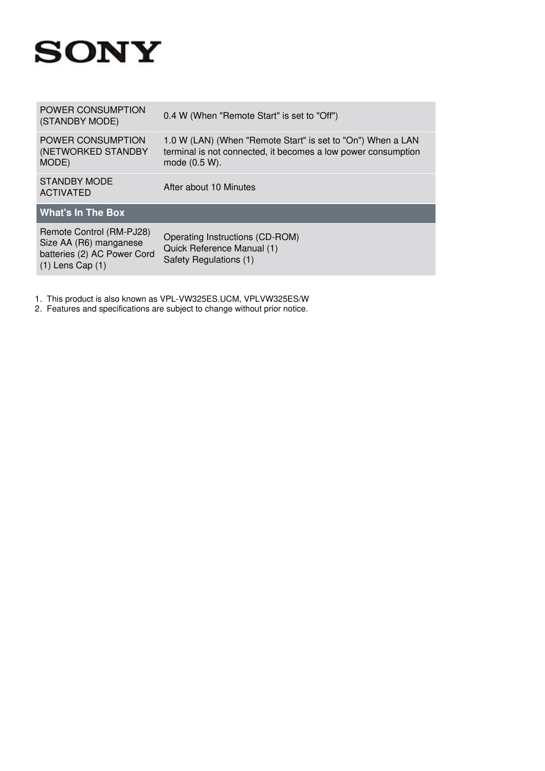| | |
|---|---|
| POWER CONSUMPTION (STANDBY MODE) | 0.4 W (When "Remote Start" is set to "Off") |
| POWER CONSUMPTION (NETWORKED STANDBY MODE) | 1.0 W (LAN) (When "Remote Start" is set to "On") When a LAN terminal is not connected, it becomes a low power consumption mode (0.5 W). |
| STANDBY MODE ACTIVATED | After about 10 Minutes |
| **What's In The Box** | |
| Remote Control (RM-PJ28) Size AA (R6) manganese batteries (2) AC Power Cord (1) Lens Cap (1) | Operating Instructions (CD-ROM)<br>Quick Reference Manual (1)<br>Safety Regulations (1) |

1. This product is also known as VPL-VW325ES.UCM, VPLVW325ES/W
2. Features and specifications are subject to change without prior notice.